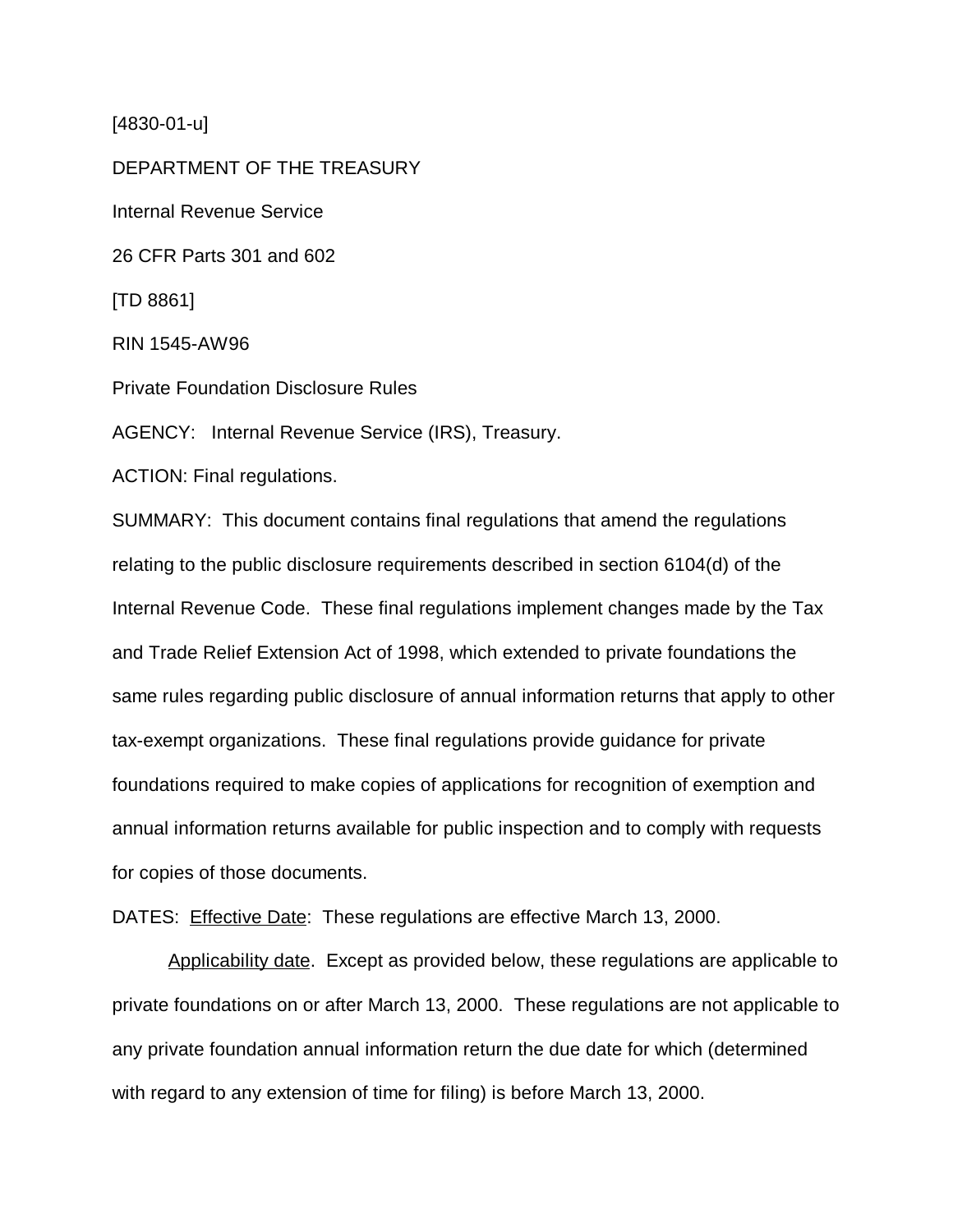[4830-01-u]

DEPARTMENT OF THE TREASURY

Internal Revenue Service

26 CFR Parts 301 and 602

[TD 8861]

RIN 1545-AW96

Private Foundation Disclosure Rules

AGENCY: Internal Revenue Service (IRS), Treasury.

ACTION: Final regulations.

SUMMARY: This document contains final regulations that amend the regulations relating to the public disclosure requirements described in section 6104(d) of the Internal Revenue Code. These final regulations implement changes made by the Tax and Trade Relief Extension Act of 1998, which extended to private foundations the same rules regarding public disclosure of annual information returns that apply to other tax-exempt organizations. These final regulations provide guidance for private foundations required to make copies of applications for recognition of exemption and annual information returns available for public inspection and to comply with requests for copies of those documents.

DATES: <u>Effective Date</u>: These regulations are effective March 13, 2000.

<u>Applicability date</u>. Except as provided below, these regulations are applicable to private foundations on or after March 13, 2000. These regulations are not applicable to any private foundation annual information return the due date for which (determined with regard to any extension of time for filing) is before March 13, 2000.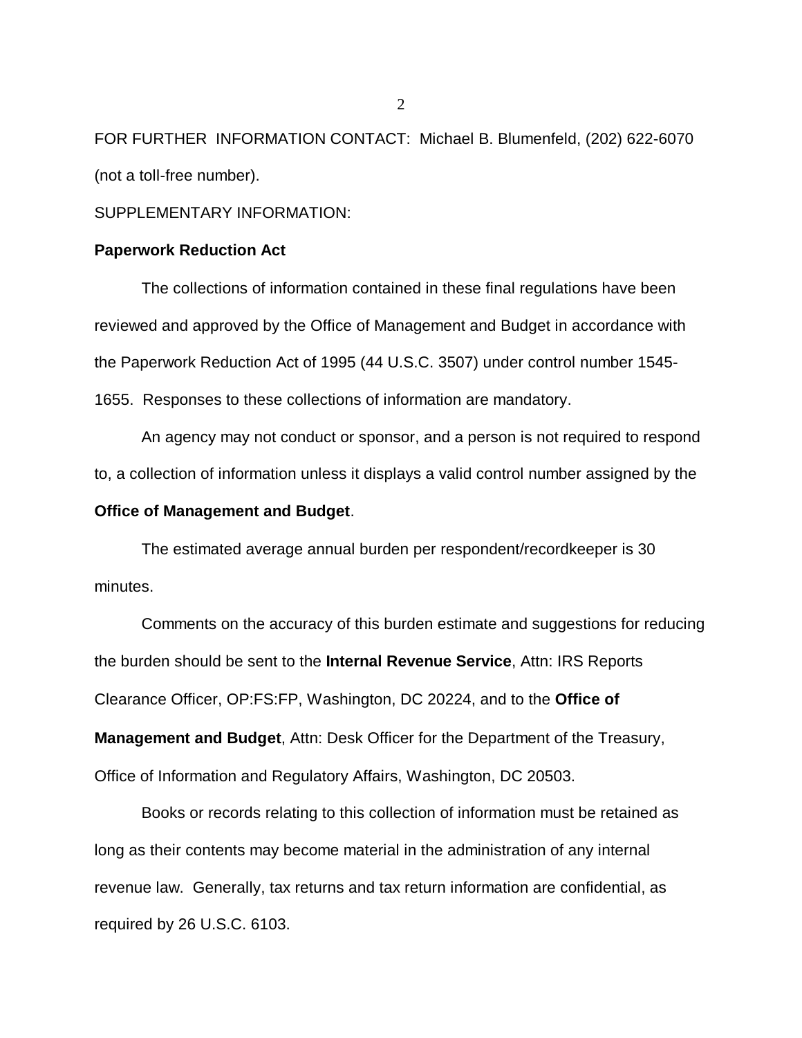FOR FURTHER INFORMATION CONTACT: Michael B. Blumenfeld, (202) 622-6070 (not a toll-free number).

SUPPLEMENTARY INFORMATION:

**Paperwork Reduction Act**

The collections of information contained in these final regulations have been reviewed and approved by the Office of Management and Budget in accordance with the Paperwork Reduction Act of 1995 (44 U.S.C. 3507) under control number 1545-1655. Responses to these collections of information are mandatory.

An agency may not conduct or sponsor, and a person is not required to respond to, a collection of information unless it displays a valid control number assigned by the **Office of Management and Budget**.

The estimated average annual burden per respondent/recordkeeper is 30 minutes.

Comments on the accuracy of this burden estimate and suggestions for reducing the burden should be sent to the **Internal Revenue Service**, Attn: IRS Reports Clearance Officer, OP:FS:FP, Washington, DC 20224, and to the **Office of Management and Budget**, Attn: Desk Officer for the Department of the Treasury, Office of Information and Regulatory Affairs, Washington, DC 20503.

Books or records relating to this collection of information must be retained as long as their contents may become material in the administration of any internal revenue law. Generally, tax returns and tax return information are confidential, as required by 26 U.S.C. 6103.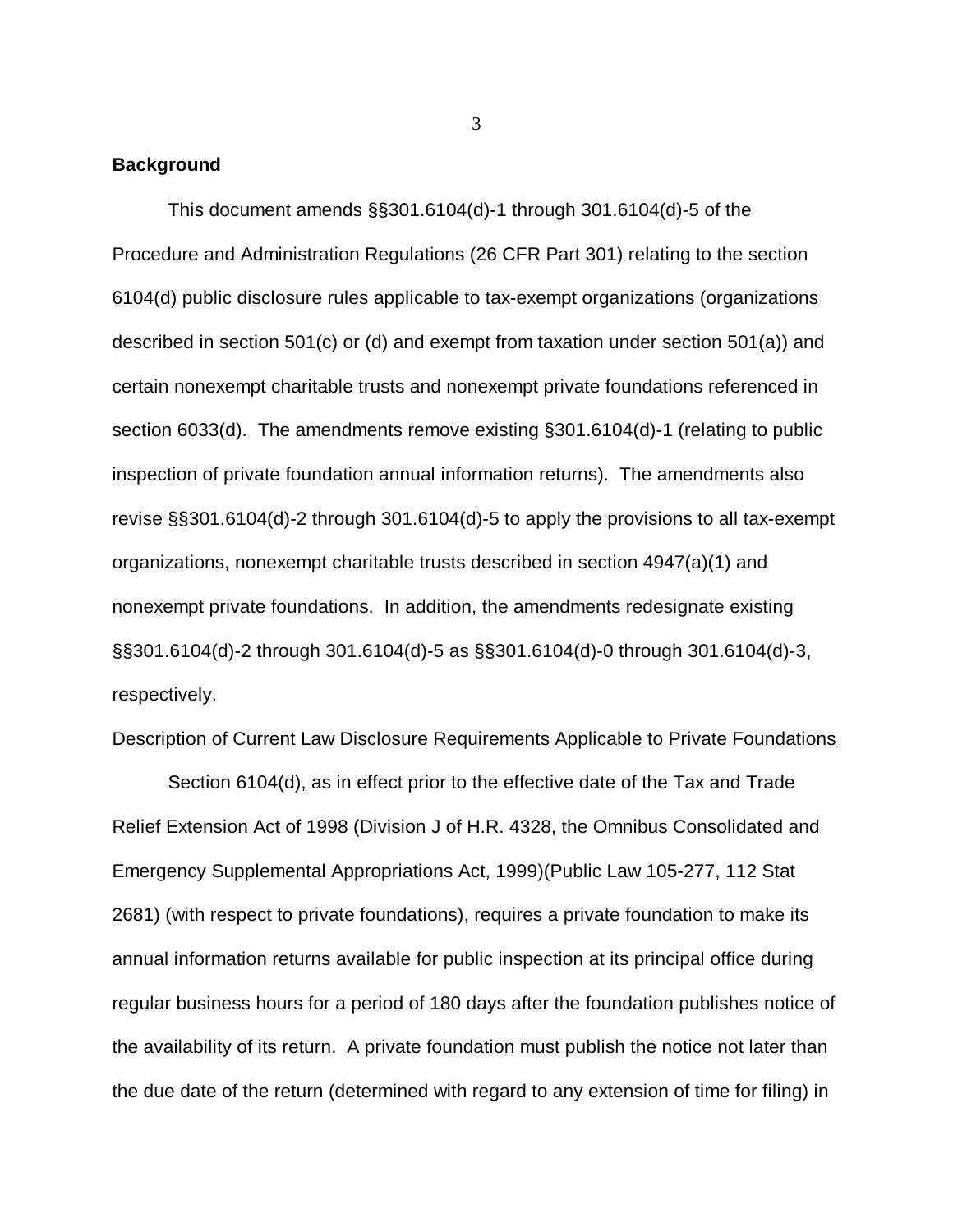**Background**

This document amends §§301.6104(d)-1 through 301.6104(d)-5 of the Procedure and Administration Regulations (26 CFR Part 301) relating to the section 6104(d) public disclosure rules applicable to tax-exempt organizations (organizations described in section 501(c) or (d) and exempt from taxation under section 501(a)) and certain nonexempt charitable trusts and nonexempt private foundations referenced in section 6033(d). The amendments remove existing §301.6104(d)-1 (relating to public inspection of private foundation annual information returns). The amendments also revise §§301.6104(d)-2 through 301.6104(d)-5 to apply the provisions to all tax-exempt organizations, nonexempt charitable trusts described in section 4947(a)(1) and nonexempt private foundations. In addition, the amendments redesignate existing §§301.6104(d)-2 through 301.6104(d)-5 as §§301.6104(d)-0 through 301.6104(d)-3, respectively.

Description of Current Law Disclosure Requirements Applicable to Private Foundations

Section 6104(d), as in effect prior to the effective date of the Tax and Trade Relief Extension Act of 1998 (Division J of H.R. 4328, the Omnibus Consolidated and Emergency Supplemental Appropriations Act, 1999)(Public Law 105-277, 112 Stat 2681) (with respect to private foundations), requires a private foundation to make its annual information returns available for public inspection at its principal office during regular business hours for a period of 180 days after the foundation publishes notice of the availability of its return. A private foundation must publish the notice not later than the due date of the return (determined with regard to any extension of time for filing) in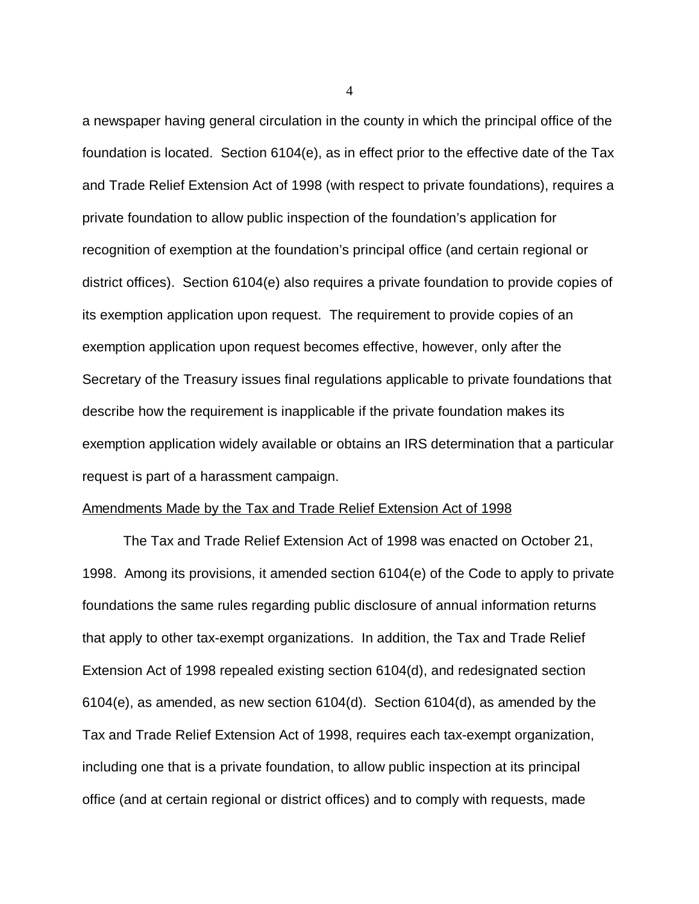a newspaper having general circulation in the county in which the principal office of the foundation is located. Section 6104(e), as in effect prior to the effective date of the Tax and Trade Relief Extension Act of 1998 (with respect to private foundations), requires a private foundation to allow public inspection of the foundation's application for recognition of exemption at the foundation's principal office (and certain regional or district offices). Section 6104(e) also requires a private foundation to provide copies of its exemption application upon request. The requirement to provide copies of an exemption application upon request becomes effective, however, only after the Secretary of the Treasury issues final regulations applicable to private foundations that describe how the requirement is inapplicable if the private foundation makes its exemption application widely available or obtains an IRS determination that a particular request is part of a harassment campaign.

Amendments Made by the Tax and Trade Relief Extension Act of 1998

The Tax and Trade Relief Extension Act of 1998 was enacted on October 21, 1998. Among its provisions, it amended section 6104(e) of the Code to apply to private foundations the same rules regarding public disclosure of annual information returns that apply to other tax-exempt organizations. In addition, the Tax and Trade Relief Extension Act of 1998 repealed existing section 6104(d), and redesignated section 6104(e), as amended, as new section 6104(d). Section 6104(d), as amended by the Tax and Trade Relief Extension Act of 1998, requires each tax-exempt organization, including one that is a private foundation, to allow public inspection at its principal office (and at certain regional or district offices) and to comply with requests, made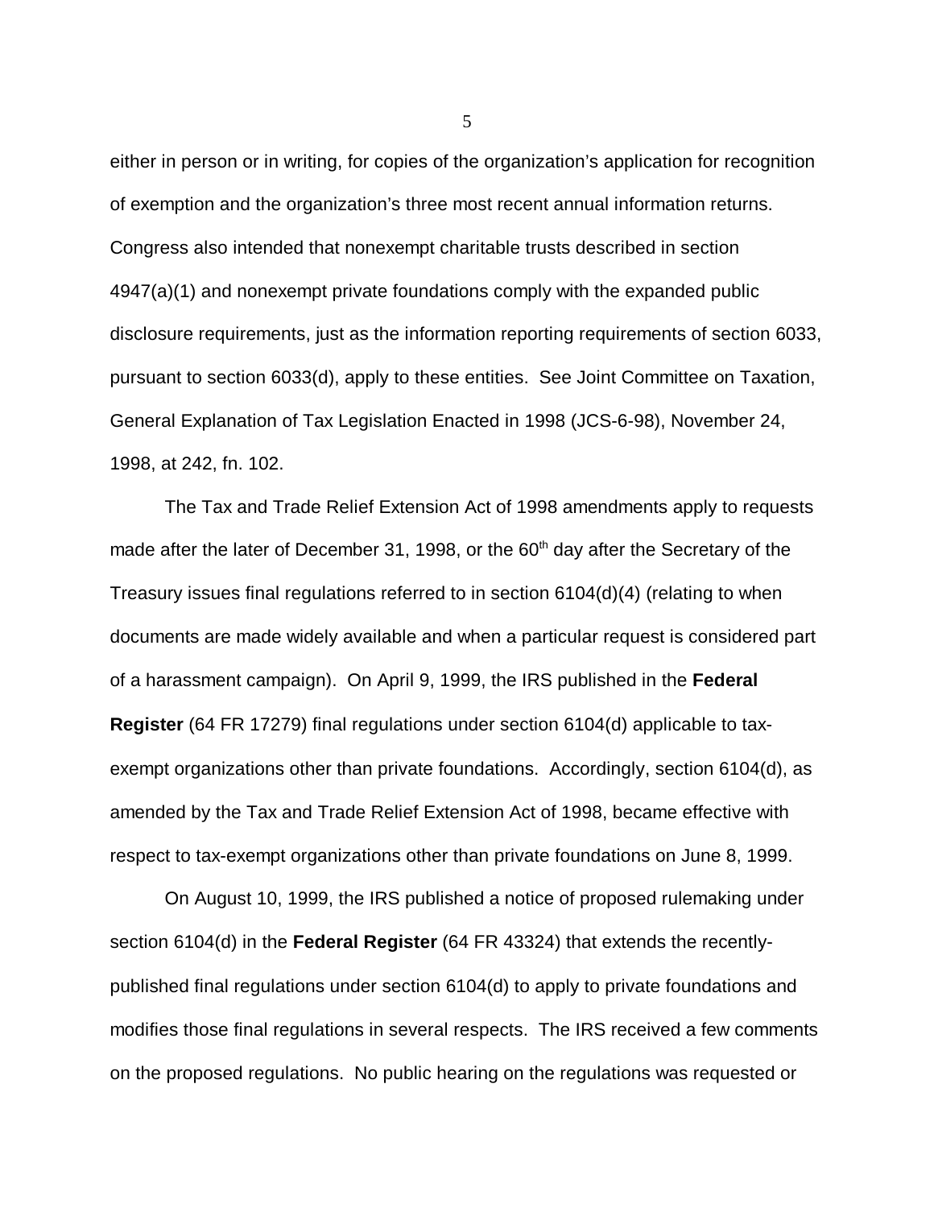either in person or in writing, for copies of the organization's application for recognition of exemption and the organization's three most recent annual information returns. Congress also intended that nonexempt charitable trusts described in section 4947(a)(1) and nonexempt private foundations comply with the expanded public disclosure requirements, just as the information reporting requirements of section 6033, pursuant to section 6033(d), apply to these entities. See Joint Committee on Taxation, General Explanation of Tax Legislation Enacted in 1998 (JCS-6-98), November 24, 1998, at 242, fn. 102.

The Tax and Trade Relief Extension Act of 1998 amendments apply to requests made after the later of December 31, 1998, or the 60th day after the Secretary of the Treasury issues final regulations referred to in section 6104(d)(4) (relating to when documents are made widely available and when a particular request is considered part of a harassment campaign). On April 9, 1999, the IRS published in the **Federal Register** (64 FR 17279) final regulations under section 6104(d) applicable to tax-exempt organizations other than private foundations. Accordingly, section 6104(d), as amended by the Tax and Trade Relief Extension Act of 1998, became effective with respect to tax-exempt organizations other than private foundations on June 8, 1999.

On August 10, 1999, the IRS published a notice of proposed rulemaking under section 6104(d) in the **Federal Register** (64 FR 43324) that extends the recently-published final regulations under section 6104(d) to apply to private foundations and modifies those final regulations in several respects. The IRS received a few comments on the proposed regulations. No public hearing on the regulations was requested or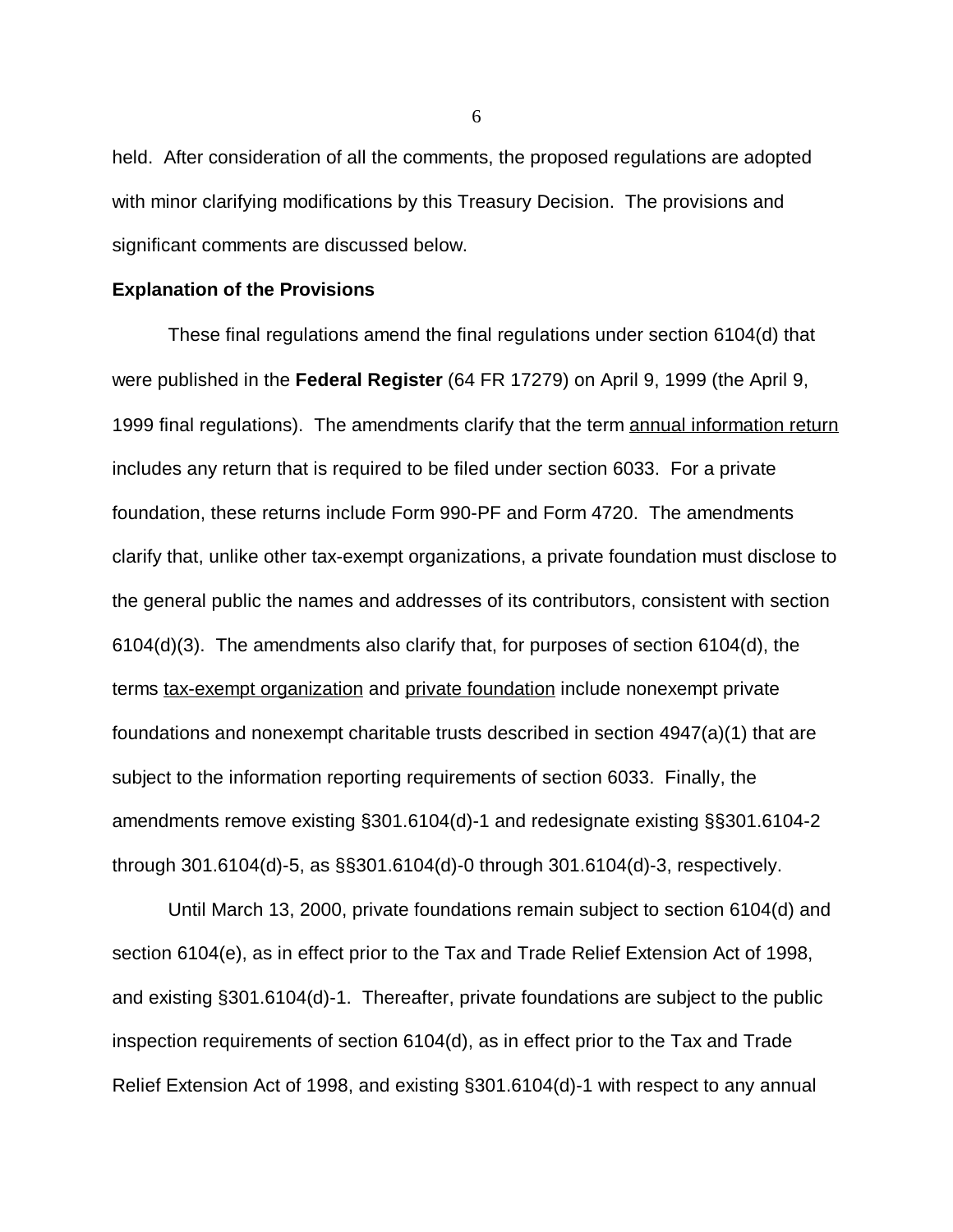held. After consideration of all the comments, the proposed regulations are adopted with minor clarifying modifications by this Treasury Decision. The provisions and significant comments are discussed below.

**Explanation of the Provisions**

These final regulations amend the final regulations under section 6104(d) that were published in the **Federal Register** (64 FR 17279) on April 9, 1999 (the April 9, 1999 final regulations). The amendments clarify that the term annual information return includes any return that is required to be filed under section 6033. For a private foundation, these returns include Form 990-PF and Form 4720. The amendments clarify that, unlike other tax-exempt organizations, a private foundation must disclose to the general public the names and addresses of its contributors, consistent with section 6104(d)(3). The amendments also clarify that, for purposes of section 6104(d), the terms tax-exempt organization and private foundation include nonexempt private foundations and nonexempt charitable trusts described in section 4947(a)(1) that are subject to the information reporting requirements of section 6033. Finally, the amendments remove existing §301.6104(d)-1 and redesignate existing §§301.6104-2 through 301.6104(d)-5, as §§301.6104(d)-0 through 301.6104(d)-3, respectively.

Until March 13, 2000, private foundations remain subject to section 6104(d) and section 6104(e), as in effect prior to the Tax and Trade Relief Extension Act of 1998, and existing §301.6104(d)-1. Thereafter, private foundations are subject to the public inspection requirements of section 6104(d), as in effect prior to the Tax and Trade Relief Extension Act of 1998, and existing §301.6104(d)-1 with respect to any annual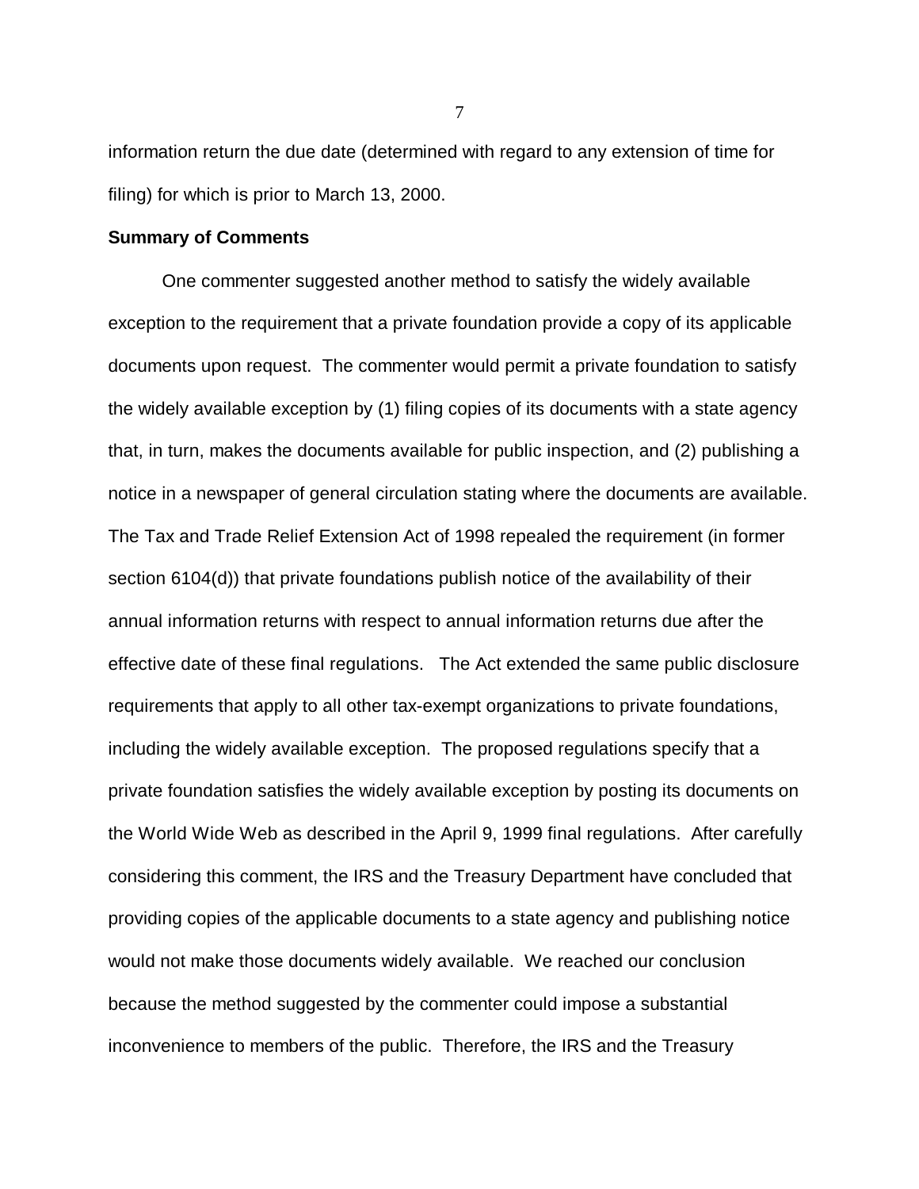information return the due date (determined with regard to any extension of time for filing) for which is prior to March 13, 2000.

**Summary of Comments**

One commenter suggested another method to satisfy the widely available exception to the requirement that a private foundation provide a copy of its applicable documents upon request. The commenter would permit a private foundation to satisfy the widely available exception by (1) filing copies of its documents with a state agency that, in turn, makes the documents available for public inspection, and (2) publishing a notice in a newspaper of general circulation stating where the documents are available. The Tax and Trade Relief Extension Act of 1998 repealed the requirement (in former section 6104(d)) that private foundations publish notice of the availability of their annual information returns with respect to annual information returns due after the effective date of these final regulations. The Act extended the same public disclosure requirements that apply to all other tax-exempt organizations to private foundations, including the widely available exception. The proposed regulations specify that a private foundation satisfies the widely available exception by posting its documents on the World Wide Web as described in the April 9, 1999 final regulations. After carefully considering this comment, the IRS and the Treasury Department have concluded that providing copies of the applicable documents to a state agency and publishing notice would not make those documents widely available. We reached our conclusion because the method suggested by the commenter could impose a substantial inconvenience to members of the public. Therefore, the IRS and the Treasury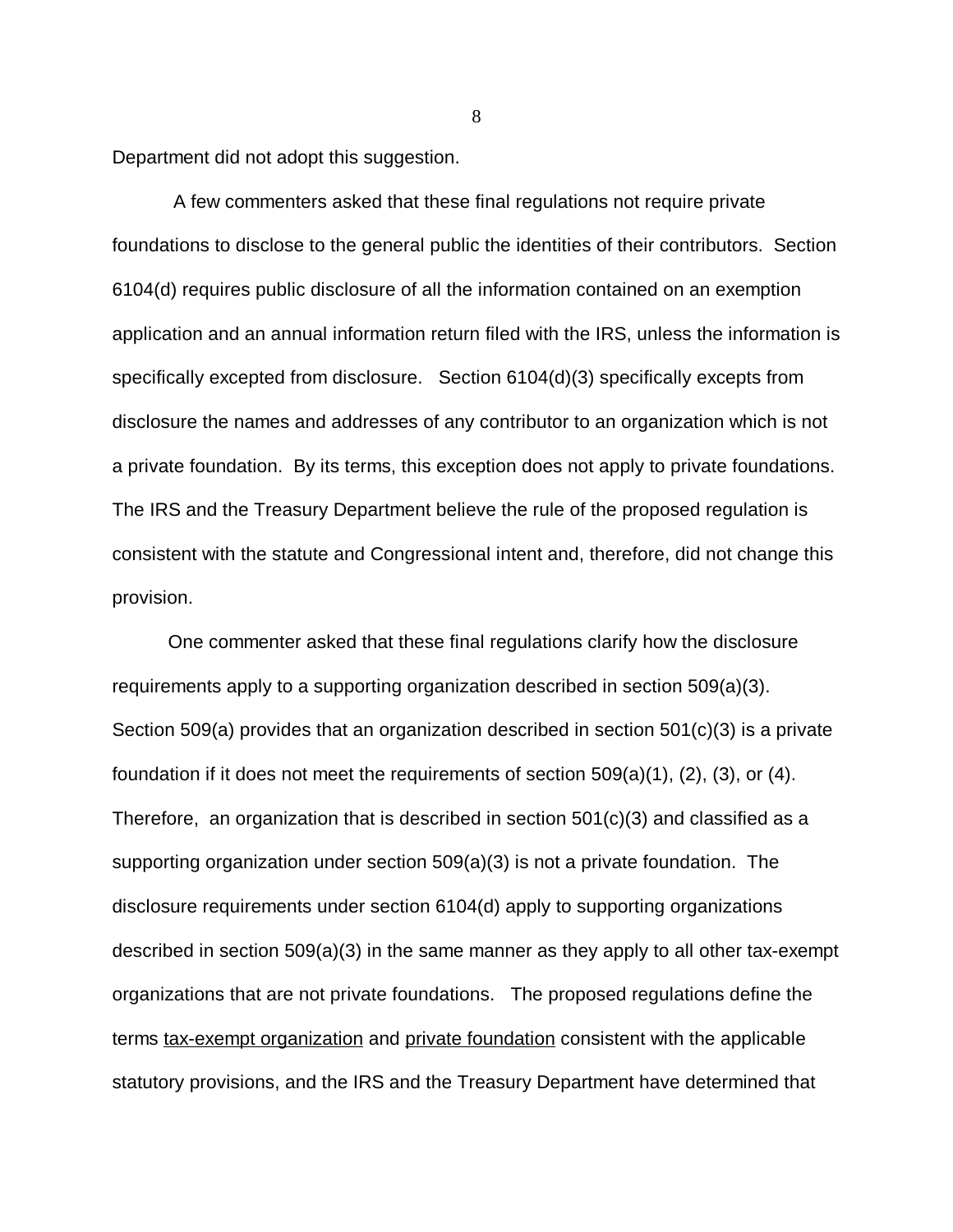Department did not adopt this suggestion.

A few commenters asked that these final regulations not require private foundations to disclose to the general public the identities of their contributors. Section 6104(d) requires public disclosure of all the information contained on an exemption application and an annual information return filed with the IRS, unless the information is specifically excepted from disclosure. Section 6104(d)(3) specifically excepts from disclosure the names and addresses of any contributor to an organization which is not a private foundation. By its terms, this exception does not apply to private foundations. The IRS and the Treasury Department believe the rule of the proposed regulation is consistent with the statute and Congressional intent and, therefore, did not change this provision.

One commenter asked that these final regulations clarify how the disclosure requirements apply to a supporting organization described in section 509(a)(3). Section 509(a) provides that an organization described in section 501(c)(3) is a private foundation if it does not meet the requirements of section 509(a)(1), (2), (3), or (4). Therefore, an organization that is described in section 501(c)(3) and classified as a supporting organization under section 509(a)(3) is not a private foundation. The disclosure requirements under section 6104(d) apply to supporting organizations described in section 509(a)(3) in the same manner as they apply to all other tax-exempt organizations that are not private foundations. The proposed regulations define the terms <u>tax-exempt organization</u> and <u>private foundation</u> consistent with the applicable statutory provisions, and the IRS and the Treasury Department have determined that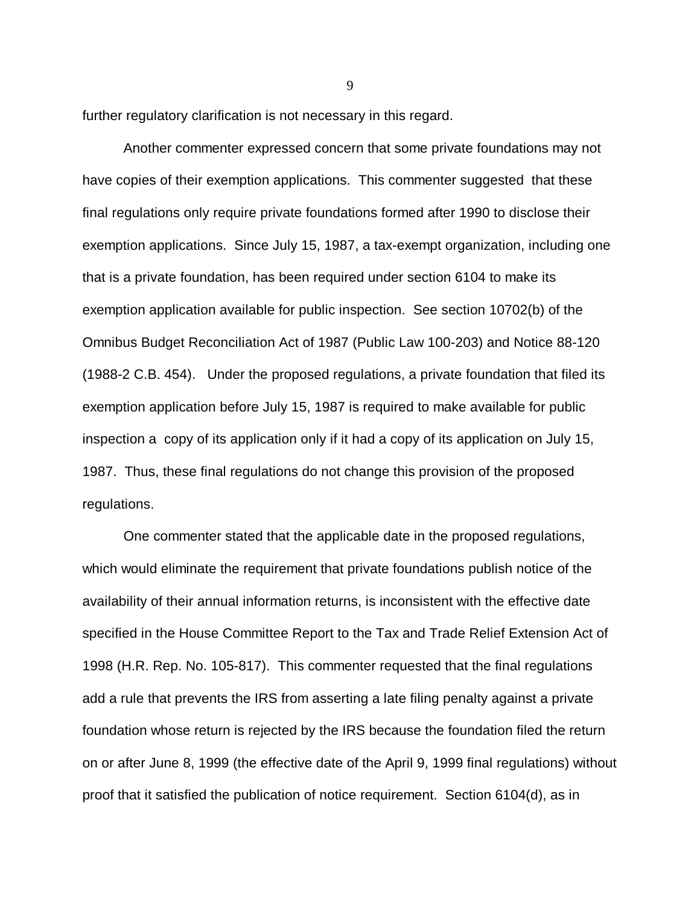further regulatory clarification is not necessary in this regard.

Another commenter expressed concern that some private foundations may not have copies of their exemption applications. This commenter suggested that these final regulations only require private foundations formed after 1990 to disclose their exemption applications. Since July 15, 1987, a tax-exempt organization, including one that is a private foundation, has been required under section 6104 to make its exemption application available for public inspection. See section 10702(b) of the Omnibus Budget Reconciliation Act of 1987 (Public Law 100-203) and Notice 88-120 (1988-2 C.B. 454). Under the proposed regulations, a private foundation that filed its exemption application before July 15, 1987 is required to make available for public inspection a copy of its application only if it had a copy of its application on July 15, 1987. Thus, these final regulations do not change this provision of the proposed regulations.

One commenter stated that the applicable date in the proposed regulations, which would eliminate the requirement that private foundations publish notice of the availability of their annual information returns, is inconsistent with the effective date specified in the House Committee Report to the Tax and Trade Relief Extension Act of 1998 (H.R. Rep. No. 105-817). This commenter requested that the final regulations add a rule that prevents the IRS from asserting a late filing penalty against a private foundation whose return is rejected by the IRS because the foundation filed the return on or after June 8, 1999 (the effective date of the April 9, 1999 final regulations) without proof that it satisfied the publication of notice requirement. Section 6104(d), as in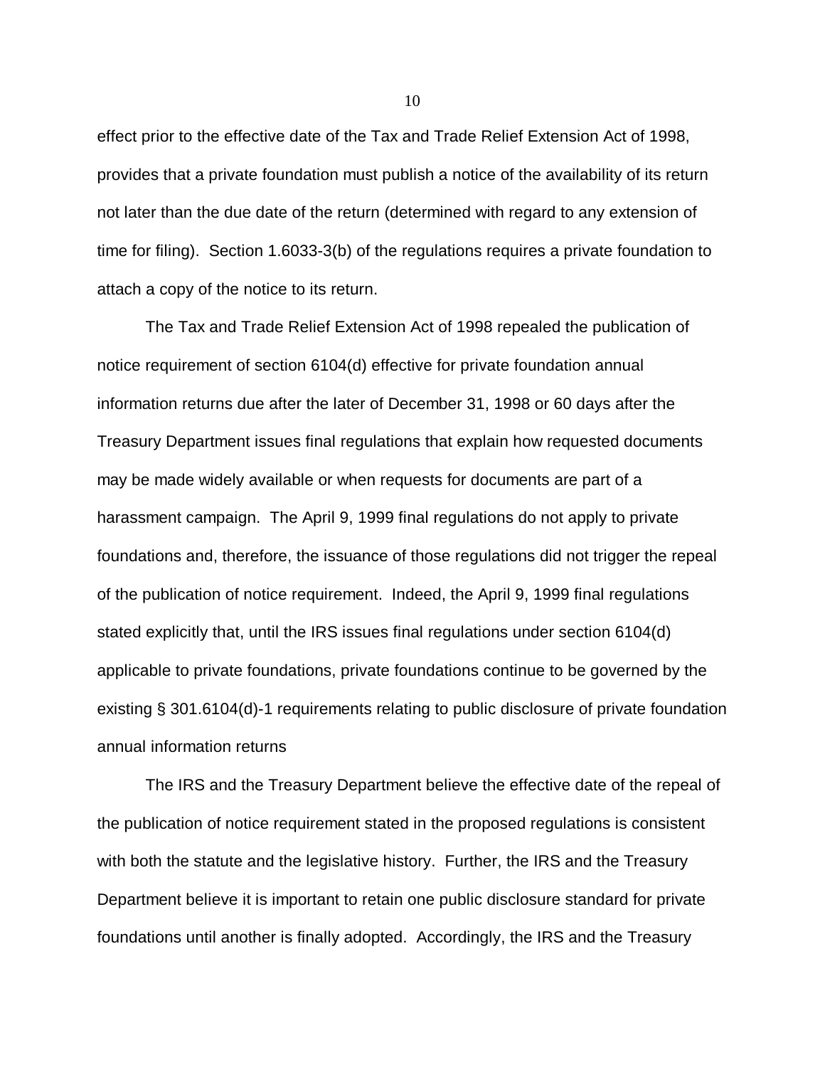effect prior to the effective date of the Tax and Trade Relief Extension Act of 1998, provides that a private foundation must publish a notice of the availability of its return not later than the due date of the return (determined with regard to any extension of time for filing). Section 1.6033-3(b) of the regulations requires a private foundation to attach a copy of the notice to its return.

The Tax and Trade Relief Extension Act of 1998 repealed the publication of notice requirement of section 6104(d) effective for private foundation annual information returns due after the later of December 31, 1998 or 60 days after the Treasury Department issues final regulations that explain how requested documents may be made widely available or when requests for documents are part of a harassment campaign. The April 9, 1999 final regulations do not apply to private foundations and, therefore, the issuance of those regulations did not trigger the repeal of the publication of notice requirement. Indeed, the April 9, 1999 final regulations stated explicitly that, until the IRS issues final regulations under section 6104(d) applicable to private foundations, private foundations continue to be governed by the existing § 301.6104(d)-1 requirements relating to public disclosure of private foundation annual information returns

The IRS and the Treasury Department believe the effective date of the repeal of the publication of notice requirement stated in the proposed regulations is consistent with both the statute and the legislative history. Further, the IRS and the Treasury Department believe it is important to retain one public disclosure standard for private foundations until another is finally adopted. Accordingly, the IRS and the Treasury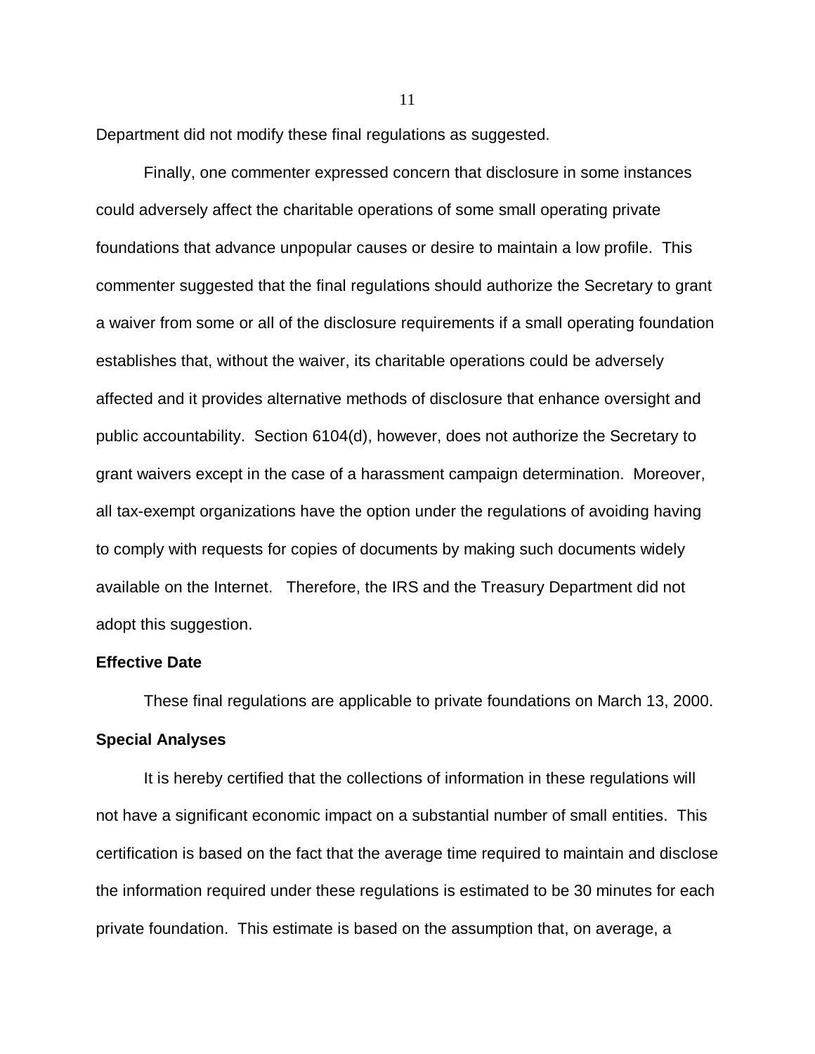Department did not modify these final regulations as suggested.

Finally, one commenter expressed concern that disclosure in some instances could adversely affect the charitable operations of some small operating private foundations that advance unpopular causes or desire to maintain a low profile. This commenter suggested that the final regulations should authorize the Secretary to grant a waiver from some or all of the disclosure requirements if a small operating foundation establishes that, without the waiver, its charitable operations could be adversely affected and it provides alternative methods of disclosure that enhance oversight and public accountability. Section 6104(d), however, does not authorize the Secretary to grant waivers except in the case of a harassment campaign determination. Moreover, all tax-exempt organizations have the option under the regulations of avoiding having to comply with requests for copies of documents by making such documents widely available on the Internet. Therefore, the IRS and the Treasury Department did not adopt this suggestion.

**Effective Date**

These final regulations are applicable to private foundations on March 13, 2000.

**Special Analyses**

It is hereby certified that the collections of information in these regulations will not have a significant economic impact on a substantial number of small entities. This certification is based on the fact that the average time required to maintain and disclose the information required under these regulations is estimated to be 30 minutes for each private foundation. This estimate is based on the assumption that, on average, a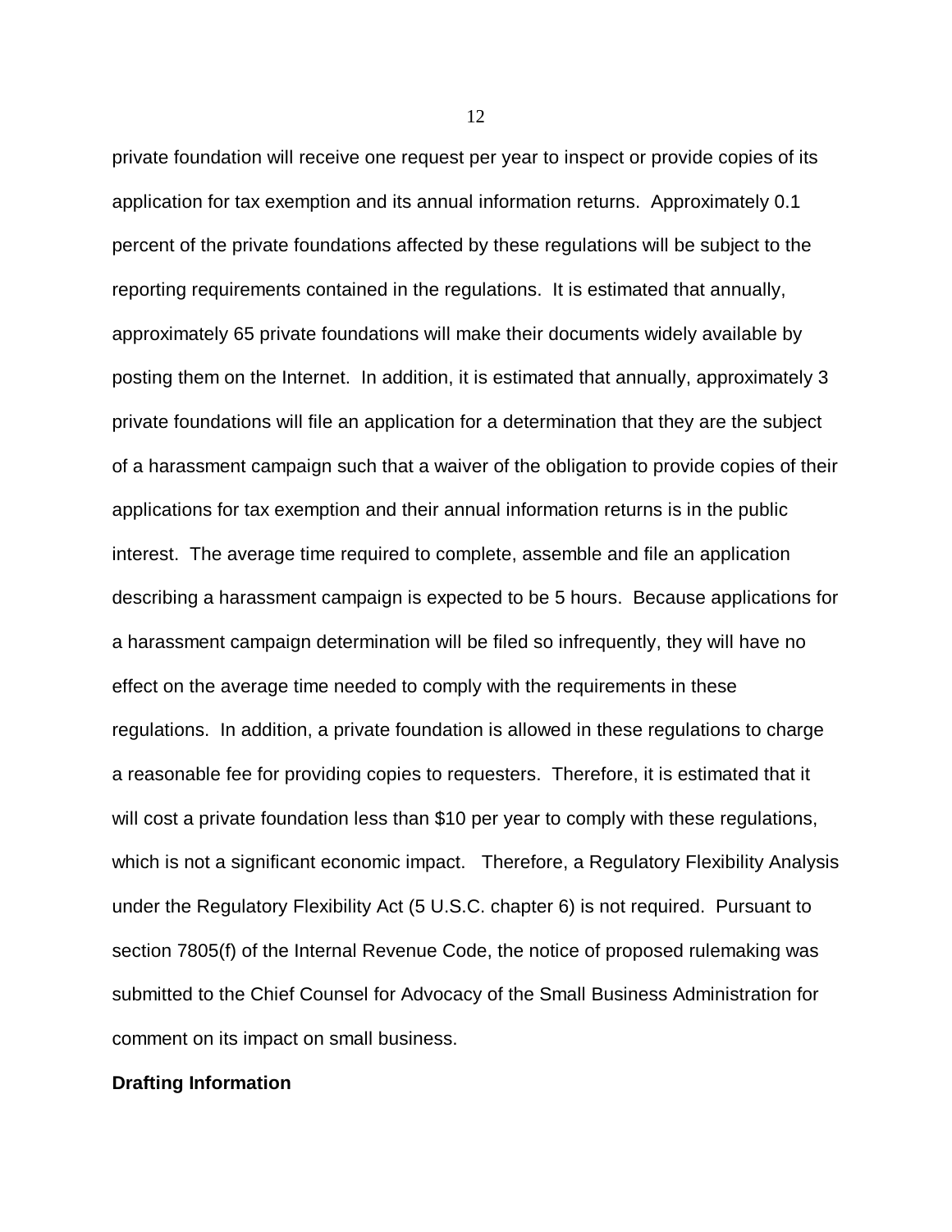private foundation will receive one request per year to inspect or provide copies of its application for tax exemption and its annual information returns. Approximately 0.1 percent of the private foundations affected by these regulations will be subject to the reporting requirements contained in the regulations. It is estimated that annually, approximately 65 private foundations will make their documents widely available by posting them on the Internet. In addition, it is estimated that annually, approximately 3 private foundations will file an application for a determination that they are the subject of a harassment campaign such that a waiver of the obligation to provide copies of their applications for tax exemption and their annual information returns is in the public interest. The average time required to complete, assemble and file an application describing a harassment campaign is expected to be 5 hours. Because applications for a harassment campaign determination will be filed so infrequently, they will have no effect on the average time needed to comply with the requirements in these regulations. In addition, a private foundation is allowed in these regulations to charge a reasonable fee for providing copies to requesters. Therefore, it is estimated that it will cost a private foundation less than $10 per year to comply with these regulations, which is not a significant economic impact. Therefore, a Regulatory Flexibility Analysis under the Regulatory Flexibility Act (5 U.S.C. chapter 6) is not required. Pursuant to section 7805(f) of the Internal Revenue Code, the notice of proposed rulemaking was submitted to the Chief Counsel for Advocacy of the Small Business Administration for comment on its impact on small business.

**Drafting Information**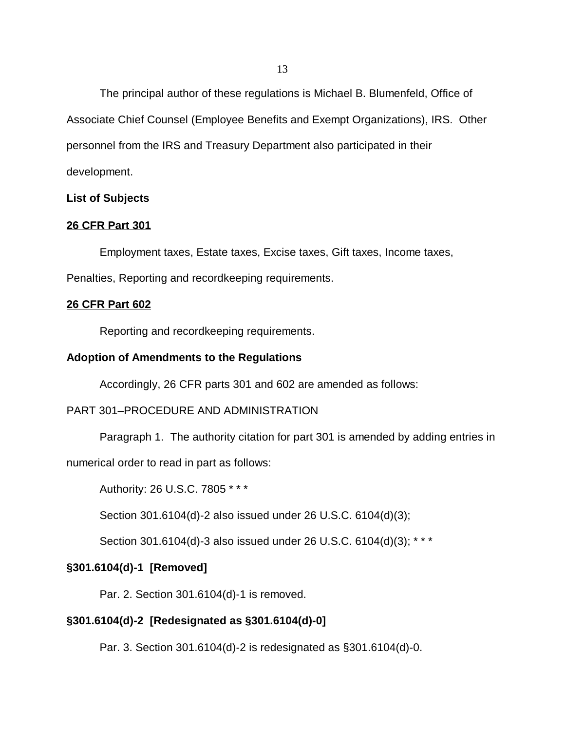The principal author of these regulations is Michael B. Blumenfeld, Office of Associate Chief Counsel (Employee Benefits and Exempt Organizations), IRS. Other personnel from the IRS and Treasury Department also participated in their development.

**List of Subjects**

**26 CFR Part 301**

Employment taxes, Estate taxes, Excise taxes, Gift taxes, Income taxes, Penalties, Reporting and recordkeeping requirements.

**26 CFR Part 602**

Reporting and recordkeeping requirements.

**Adoption of Amendments to the Regulations**

Accordingly, 26 CFR parts 301 and 602 are amended as follows:

PART 301–PROCEDURE AND ADMINISTRATION

Paragraph 1. The authority citation for part 301 is amended by adding entries in numerical order to read in part as follows:

Authority: 26 U.S.C. 7805 * * *

Section 301.6104(d)-2 also issued under 26 U.S.C. 6104(d)(3);

Section 301.6104(d)-3 also issued under 26 U.S.C. 6104(d)(3); * * *

**§301.6104(d)-1 [Removed]**

Par. 2. Section 301.6104(d)-1 is removed.

**§301.6104(d)-2 [Redesignated as §301.6104(d)-0]**

Par. 3. Section 301.6104(d)-2 is redesignated as §301.6104(d)-0.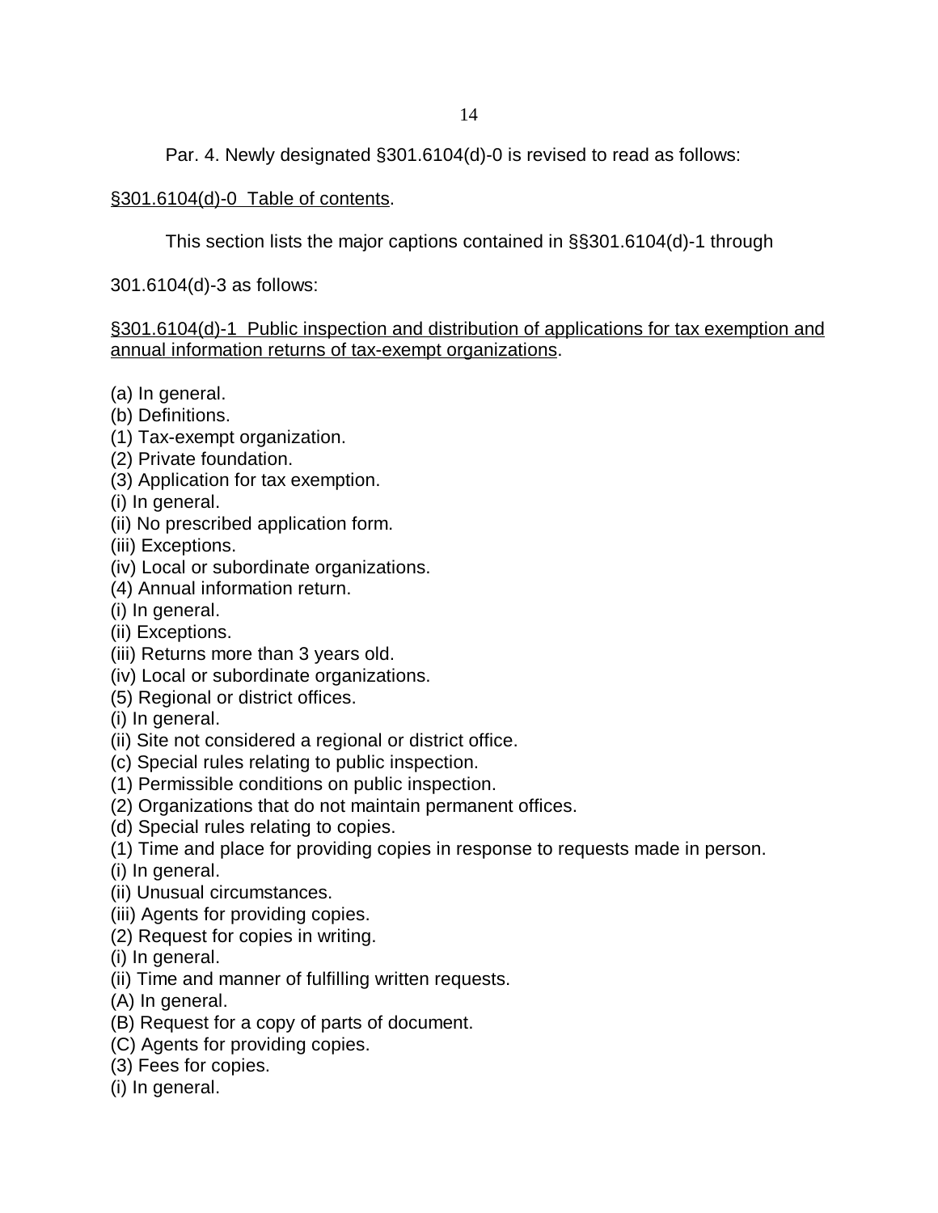Par. 4. Newly designated §301.6104(d)-0 is revised to read as follows:

§301.6104(d)-0 Table of contents.

This section lists the major captions contained in §§301.6104(d)-1 through 301.6104(d)-3 as follows:

§301.6104(d)-1 Public inspection and distribution of applications for tax exemption and annual information returns of tax-exempt organizations.

(a) In general.
(b) Definitions.
(1) Tax-exempt organization.
(2) Private foundation.
(3) Application for tax exemption.
(i) In general.
(ii) No prescribed application form.
(iii) Exceptions.
(iv) Local or subordinate organizations.
(4) Annual information return.
(i) In general.
(ii) Exceptions.
(iii) Returns more than 3 years old.
(iv) Local or subordinate organizations.
(5) Regional or district offices.
(i) In general.
(ii) Site not considered a regional or district office.
(c) Special rules relating to public inspection.
(1) Permissible conditions on public inspection.
(2) Organizations that do not maintain permanent offices.
(d) Special rules relating to copies.
(1) Time and place for providing copies in response to requests made in person.
(i) In general.
(ii) Unusual circumstances.
(iii) Agents for providing copies.
(2) Request for copies in writing.
(i) In general.
(ii) Time and manner of fulfilling written requests.
(A) In general.
(B) Request for a copy of parts of document.
(C) Agents for providing copies.
(3) Fees for copies.
(i) In general.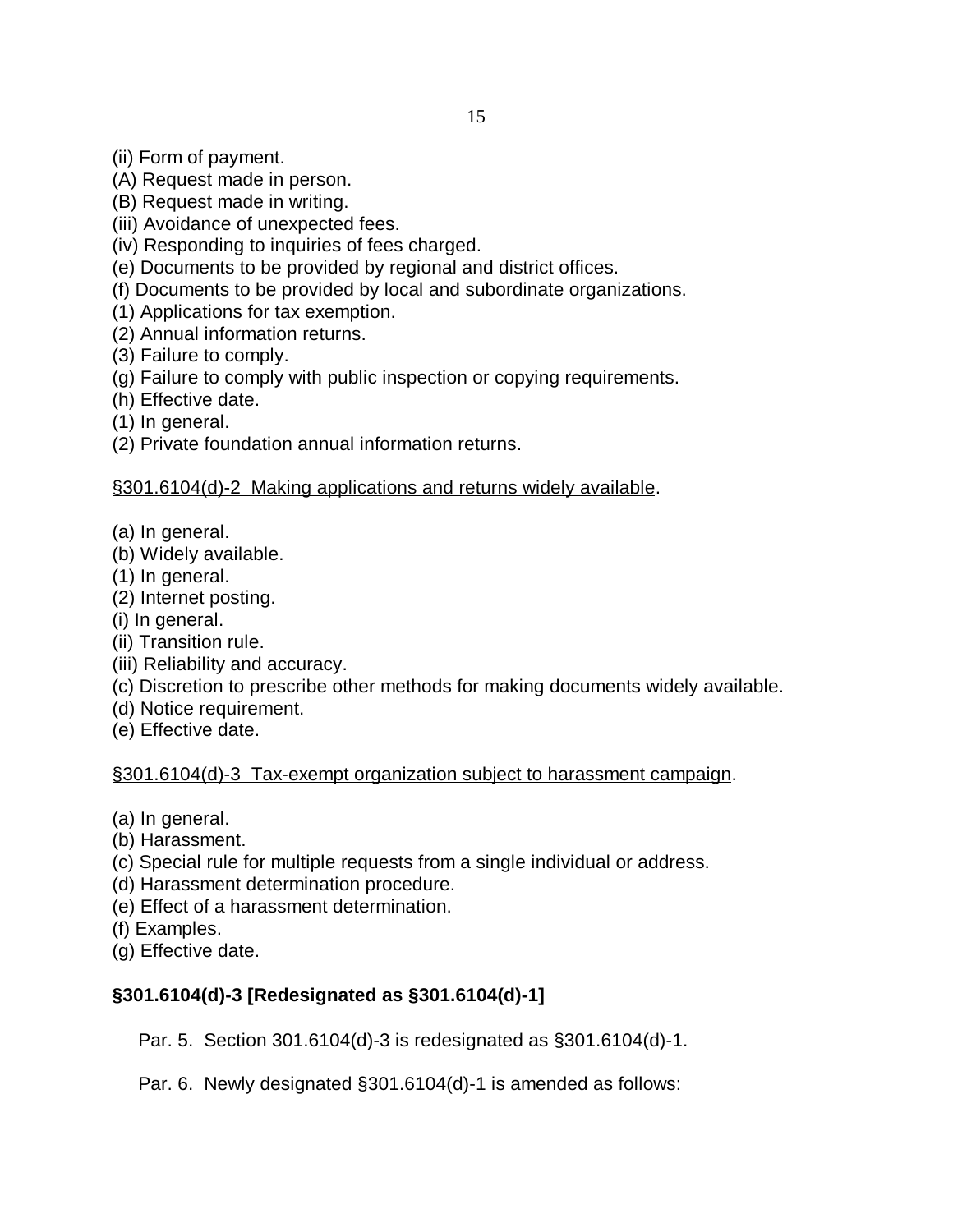(ii) Form of payment.
(A) Request made in person.
(B) Request made in writing.
(iii) Avoidance of unexpected fees.
(iv) Responding to inquiries of fees charged.
(e) Documents to be provided by regional and district offices.
(f) Documents to be provided by local and subordinate organizations.
(1) Applications for tax exemption.
(2) Annual information returns.
(3) Failure to comply.
(g) Failure to comply with public inspection or copying requirements.
(h) Effective date.
(1) In general.
(2) Private foundation annual information returns.

§301.6104(d)-2 Making applications and returns widely available.

(a) In general.
(b) Widely available.
(1) In general.
(2) Internet posting.
(i) In general.
(ii) Transition rule.
(iii) Reliability and accuracy.
(c) Discretion to prescribe other methods for making documents widely available.
(d) Notice requirement.
(e) Effective date.

§301.6104(d)-3 Tax-exempt organization subject to harassment campaign.

(a) In general.
(b) Harassment.
(c) Special rule for multiple requests from a single individual or address.
(d) Harassment determination procedure.
(e) Effect of a harassment determination.
(f) Examples.
(g) Effective date.

**§301.6104(d)-3 [Redesignated as §301.6104(d)-1]**

Par. 5. Section 301.6104(d)-3 is redesignated as §301.6104(d)-1.

Par. 6. Newly designated §301.6104(d)-1 is amended as follows: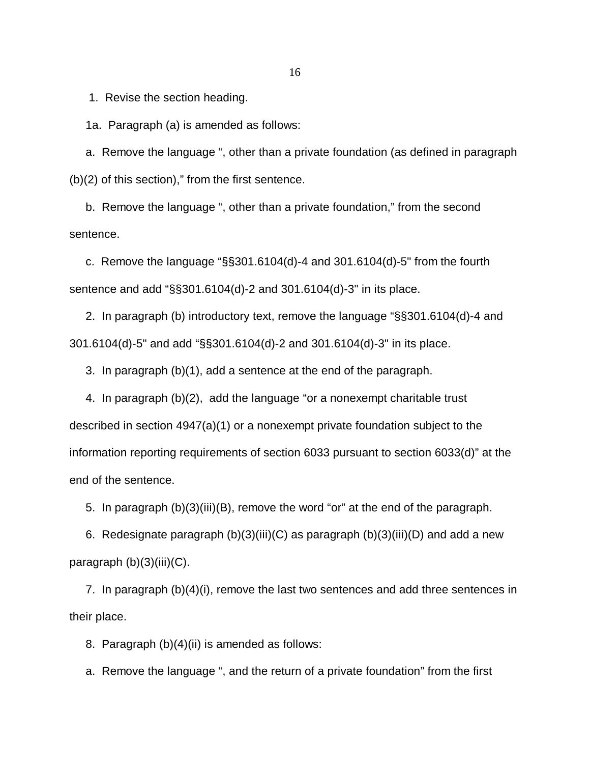1. Revise the section heading.

1a. Paragraph (a) is amended as follows:

a. Remove the language “, other than a private foundation (as defined in paragraph (b)(2) of this section),” from the first sentence.

b. Remove the language “, other than a private foundation,” from the second sentence.

c. Remove the language “§§301.6104(d)-4 and 301.6104(d)-5" from the fourth sentence and add “§§301.6104(d)-2 and 301.6104(d)-3" in its place.

2. In paragraph (b) introductory text, remove the language “§§301.6104(d)-4 and 301.6104(d)-5" and add “§§301.6104(d)-2 and 301.6104(d)-3" in its place.

3. In paragraph (b)(1), add a sentence at the end of the paragraph.

4. In paragraph (b)(2), add the language “or a nonexempt charitable trust described in section 4947(a)(1) or a nonexempt private foundation subject to the information reporting requirements of section 6033 pursuant to section 6033(d)” at the end of the sentence.

5. In paragraph (b)(3)(iii)(B), remove the word “or” at the end of the paragraph.

6. Redesignate paragraph (b)(3)(iii)(C) as paragraph (b)(3)(iii)(D) and add a new paragraph (b)(3)(iii)(C).

7. In paragraph (b)(4)(i), remove the last two sentences and add three sentences in their place.

8. Paragraph (b)(4)(ii) is amended as follows:

a. Remove the language “, and the return of a private foundation” from the first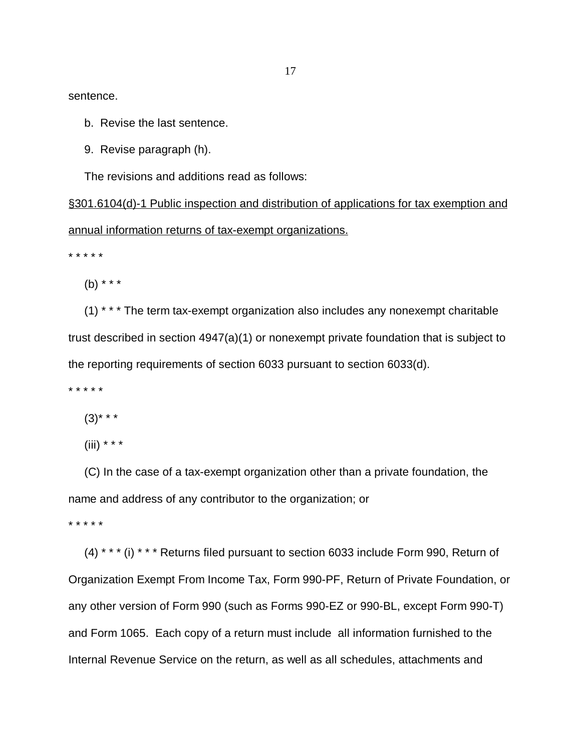sentence.

b. Revise the last sentence.

9. Revise paragraph (h).

The revisions and additions read as follows:

<u>§301.6104(d)-1 Public inspection and distribution of applications for tax exemption and annual information returns of tax-exempt organizations.</u>

* * * * *

(b) * * *

(1) * * * The term tax-exempt organization also includes any nonexempt charitable trust described in section 4947(a)(1) or nonexempt private foundation that is subject to the reporting requirements of section 6033 pursuant to section 6033(d).

* * * * *

(3)* * *

(iii) * * *

(C) In the case of a tax-exempt organization other than a private foundation, the name and address of any contributor to the organization; or

* * * * *

(4) * * * (i) * * * Returns filed pursuant to section 6033 include Form 990, Return of Organization Exempt From Income Tax, Form 990-PF, Return of Private Foundation, or any other version of Form 990 (such as Forms 990-EZ or 990-BL, except Form 990-T) and Form 1065. Each copy of a return must include all information furnished to the Internal Revenue Service on the return, as well as all schedules, attachments and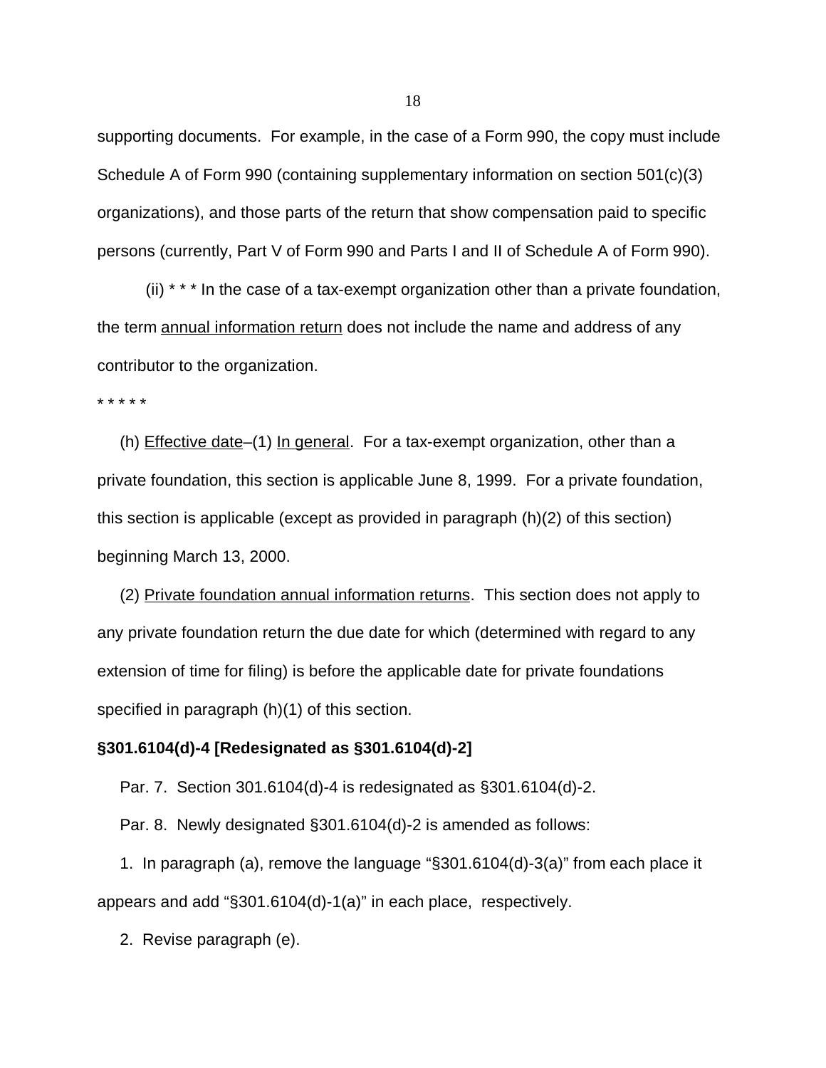supporting documents. For example, in the case of a Form 990, the copy must include Schedule A of Form 990 (containing supplementary information on section 501(c)(3) organizations), and those parts of the return that show compensation paid to specific persons (currently, Part V of Form 990 and Parts I and II of Schedule A of Form 990).

(ii) * * * In the case of a tax-exempt organization other than a private foundation, the term annual information return does not include the name and address of any contributor to the organization.

* * * * *

(h) Effective date–(1) In general. For a tax-exempt organization, other than a private foundation, this section is applicable June 8, 1999. For a private foundation, this section is applicable (except as provided in paragraph (h)(2) of this section) beginning March 13, 2000.

(2) Private foundation annual information returns. This section does not apply to any private foundation return the due date for which (determined with regard to any extension of time for filing) is before the applicable date for private foundations specified in paragraph (h)(1) of this section.

**§301.6104(d)-4 [Redesignated as §301.6104(d)-2]**

Par. 7. Section 301.6104(d)-4 is redesignated as §301.6104(d)-2.

Par. 8. Newly designated §301.6104(d)-2 is amended as follows:

1. In paragraph (a), remove the language "§301.6104(d)-3(a)" from each place it appears and add "§301.6104(d)-1(a)" in each place, respectively.

2. Revise paragraph (e).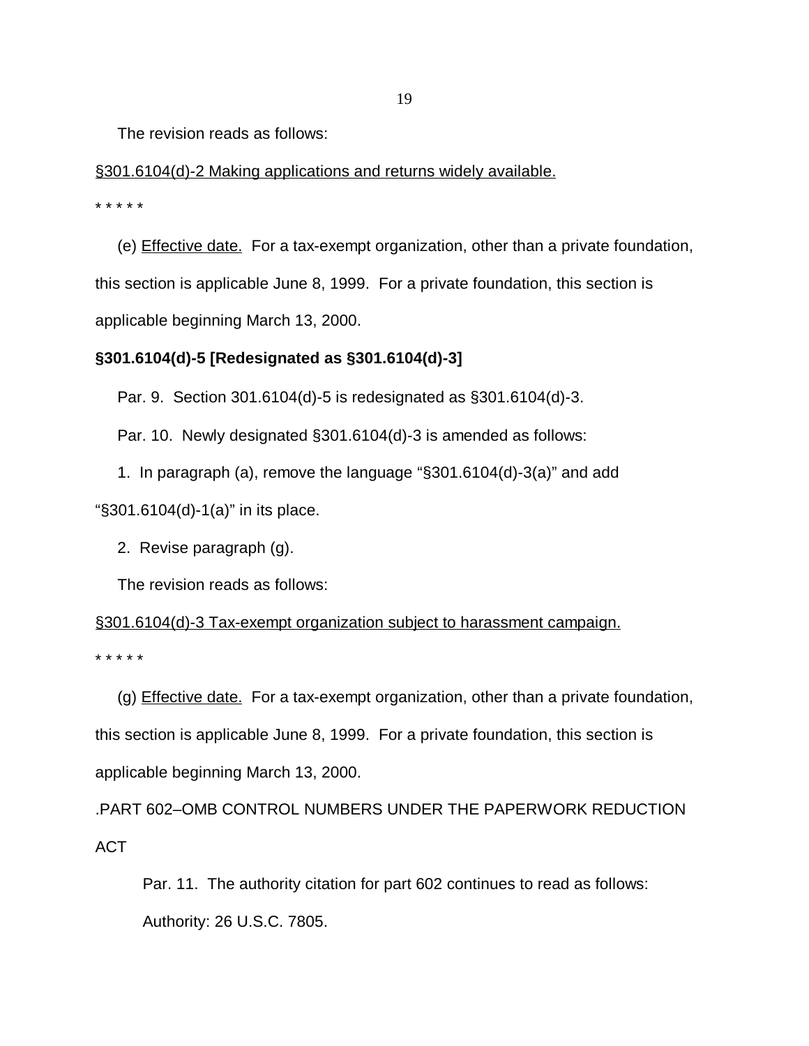The revision reads as follows:

§301.6104(d)-2 Making applications and returns widely available.

* * * * *

(e) Effective date. For a tax-exempt organization, other than a private foundation, this section is applicable June 8, 1999. For a private foundation, this section is applicable beginning March 13, 2000.

**§301.6104(d)-5 [Redesignated as §301.6104(d)-3]**

Par. 9. Section 301.6104(d)-5 is redesignated as §301.6104(d)-3.

Par. 10. Newly designated §301.6104(d)-3 is amended as follows:

1. In paragraph (a), remove the language "§301.6104(d)-3(a)" and add "§301.6104(d)-1(a)" in its place.

2. Revise paragraph (g).

The revision reads as follows:

§301.6104(d)-3 Tax-exempt organization subject to harassment campaign.

* * * * *

(g) Effective date. For a tax-exempt organization, other than a private foundation, this section is applicable June 8, 1999. For a private foundation, this section is applicable beginning March 13, 2000.

.PART 602–OMB CONTROL NUMBERS UNDER THE PAPERWORK REDUCTION ACT

Par. 11. The authority citation for part 602 continues to read as follows:

Authority: 26 U.S.C. 7805.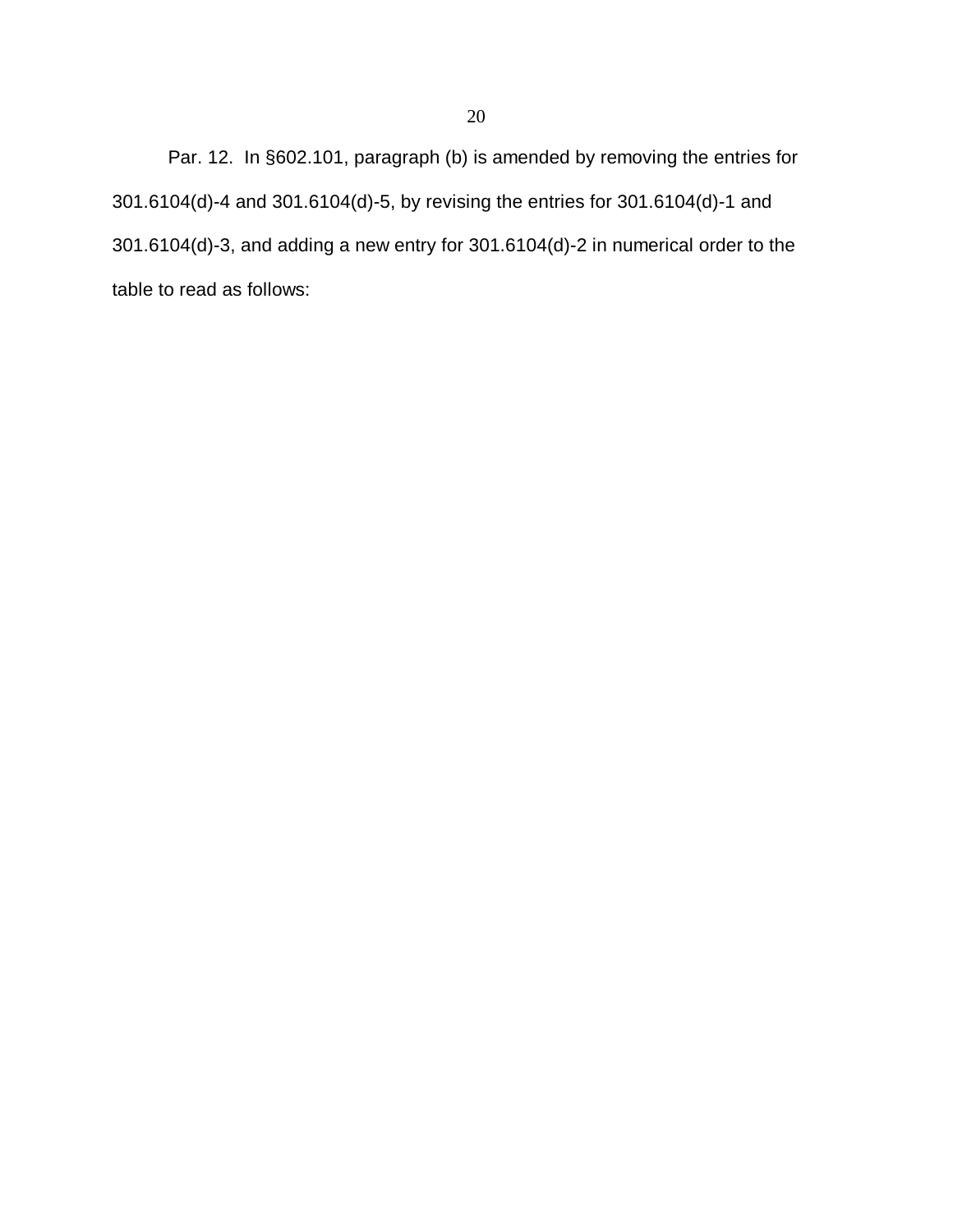Par. 12. In §602.101, paragraph (b) is amended by removing the entries for 301.6104(d)-4 and 301.6104(d)-5, by revising the entries for 301.6104(d)-1 and 301.6104(d)-3, and adding a new entry for 301.6104(d)-2 in numerical order to the table to read as follows: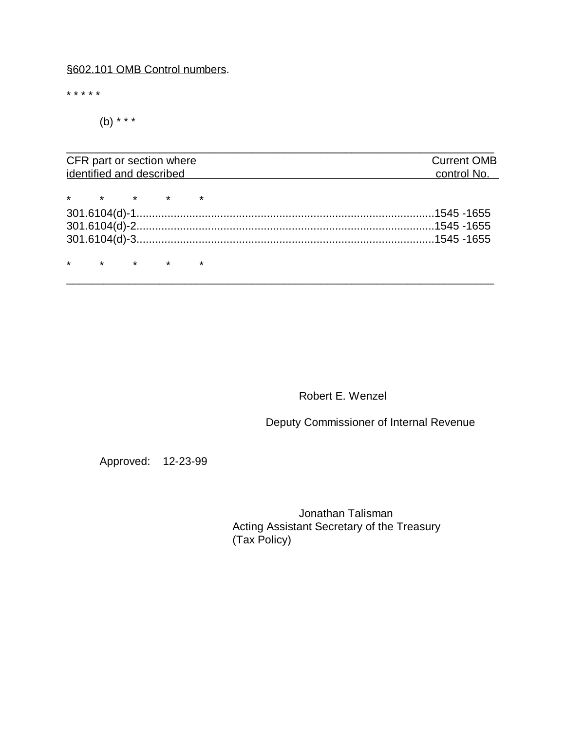§602.101 OMB Control numbers.

* * * * *

(b) * * *

| CFR part or section where identified and described | Current OMB control No. |
|---|---|
| * * * * * | |
| 301.6104(d)-1 | 1545 -1655 |
| 301.6104(d)-2 | 1545 -1655 |
| 301.6104(d)-3 | 1545 -1655 |
| * * * * * | |

Robert E. Wenzel

Deputy Commissioner of Internal Revenue

Approved: 12-23-99

Jonathan Talisman
Acting Assistant Secretary of the Treasury
(Tax Policy)